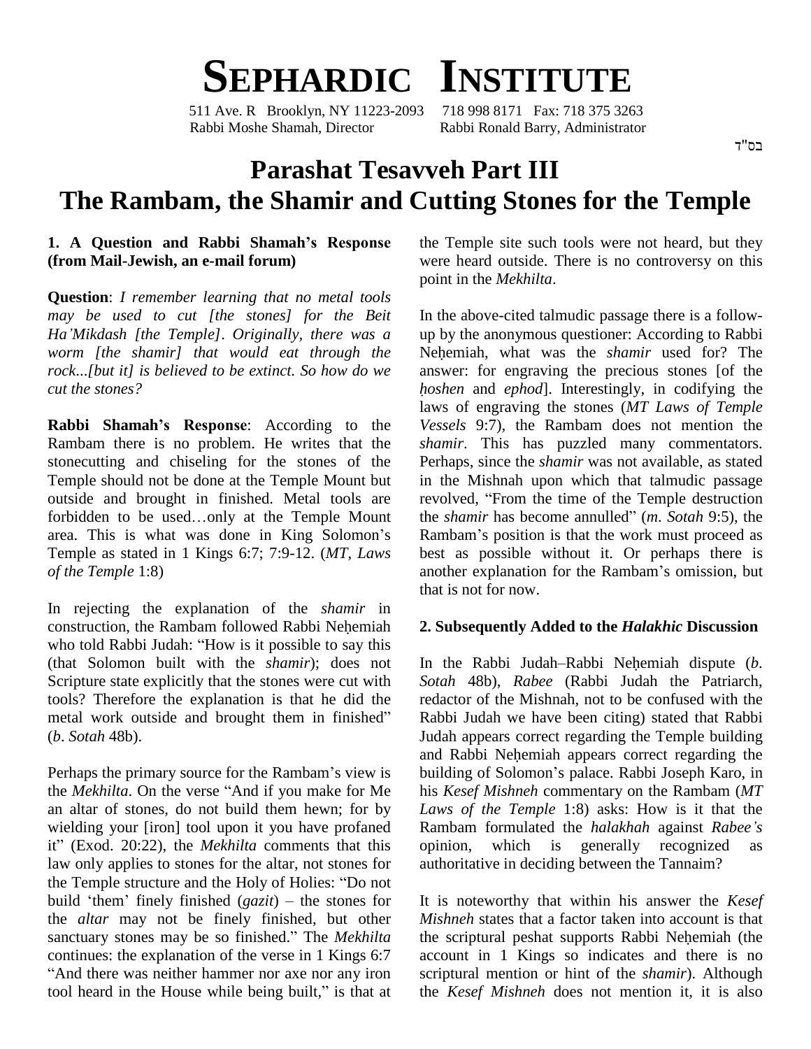# SEPHARDIC INSTITUTE

511 Ave. R Brooklyn, NY 11223-2093 718 998 8171 Fax: 718 375 3263
Rabbi Moshe Shamah, Director Rabbi Ronald Barry, Administrator

בס"ד

# Parashat Tesavveh Part III
# The Rambam, the Shamir and Cutting Stones for the Temple

### 1. A Question and Rabbi Shamah's Response (from Mail-Jewish, an e-mail forum)

**Question**: *I remember learning that no metal tools may be used to cut [the stones] for the Beit Ha'Mikdash [the Temple]. Originally, there was a worm [the shamir] that would eat through the rock...[but it] is believed to be extinct. So how do we cut the stones?*

**Rabbi Shamah's Response**: According to the Rambam there is no problem. He writes that the stonecutting and chiseling for the stones of the Temple should not be done at the Temple Mount but outside and brought in finished. Metal tools are forbidden to be used…only at the Temple Mount area. This is what was done in King Solomon's Temple as stated in 1 Kings 6:7; 7:9-12. (*MT*, *Laws of the Temple* 1:8)

In rejecting the explanation of the *shamir* in construction, the Rambam followed Rabbi Neḥemiah who told Rabbi Judah: "How is it possible to say this (that Solomon built with the *shamir*); does not Scripture state explicitly that the stones were cut with tools? Therefore the explanation is that he did the metal work outside and brought them in finished" (*b*. *Sotah* 48b).

Perhaps the primary source for the Rambam's view is the *Mekhilta*. On the verse "And if you make for Me an altar of stones, do not build them hewn; for by wielding your [iron] tool upon it you have profaned it" (Exod. 20:22), the *Mekhilta* comments that this law only applies to stones for the altar, not stones for the Temple structure and the Holy of Holies: "Do not build 'them' finely finished (*gazit*) – the stones for the *altar* may not be finely finished, but other sanctuary stones may be so finished." The *Mekhilta* continues: the explanation of the verse in 1 Kings 6:7 "And there was neither hammer nor axe nor any iron tool heard in the House while being built," is that at the Temple site such tools were not heard, but they were heard outside. There is no controversy on this point in the *Mekhilta*.

In the above-cited talmudic passage there is a follow-up by the anonymous questioner: According to Rabbi Neḥemiah, what was the *shamir* used for? The answer: for engraving the precious stones [of the *ḥoshen* and *ephod*]. Interestingly, in codifying the laws of engraving the stones (*MT Laws of Temple Vessels* 9:7), the Rambam does not mention the *shamir*. This has puzzled many commentators. Perhaps, since the *shamir* was not available, as stated in the Mishnah upon which that talmudic passage revolved, "From the time of the Temple destruction the *shamir* has become annulled" (*m*. *Sotah* 9:5), the Rambam's position is that the work must proceed as best as possible without it. Or perhaps there is another explanation for the Rambam's omission, but that is not for now.

### 2. Subsequently Added to the *Halakhic* Discussion

In the Rabbi Judah–Rabbi Neḥemiah dispute (*b*. *Sotah* 48b), *Rabee* (Rabbi Judah the Patriarch, redactor of the Mishnah, not to be confused with the Rabbi Judah we have been citing) stated that Rabbi Judah appears correct regarding the Temple building and Rabbi Neḥemiah appears correct regarding the building of Solomon's palace. Rabbi Joseph Karo, in his *Kesef Mishneh* commentary on the Rambam (*MT Laws of the Temple* 1:8) asks: How is it that the Rambam formulated the *halakhah* against *Rabee's* opinion, which is generally recognized as authoritative in deciding between the Tannaim?

It is noteworthy that within his answer the *Kesef Mishneh* states that a factor taken into account is that the scriptural peshat supports Rabbi Neḥemiah (the account in 1 Kings so indicates and there is no scriptural mention or hint of the *shamir*). Although the *Kesef Mishneh* does not mention it, it is also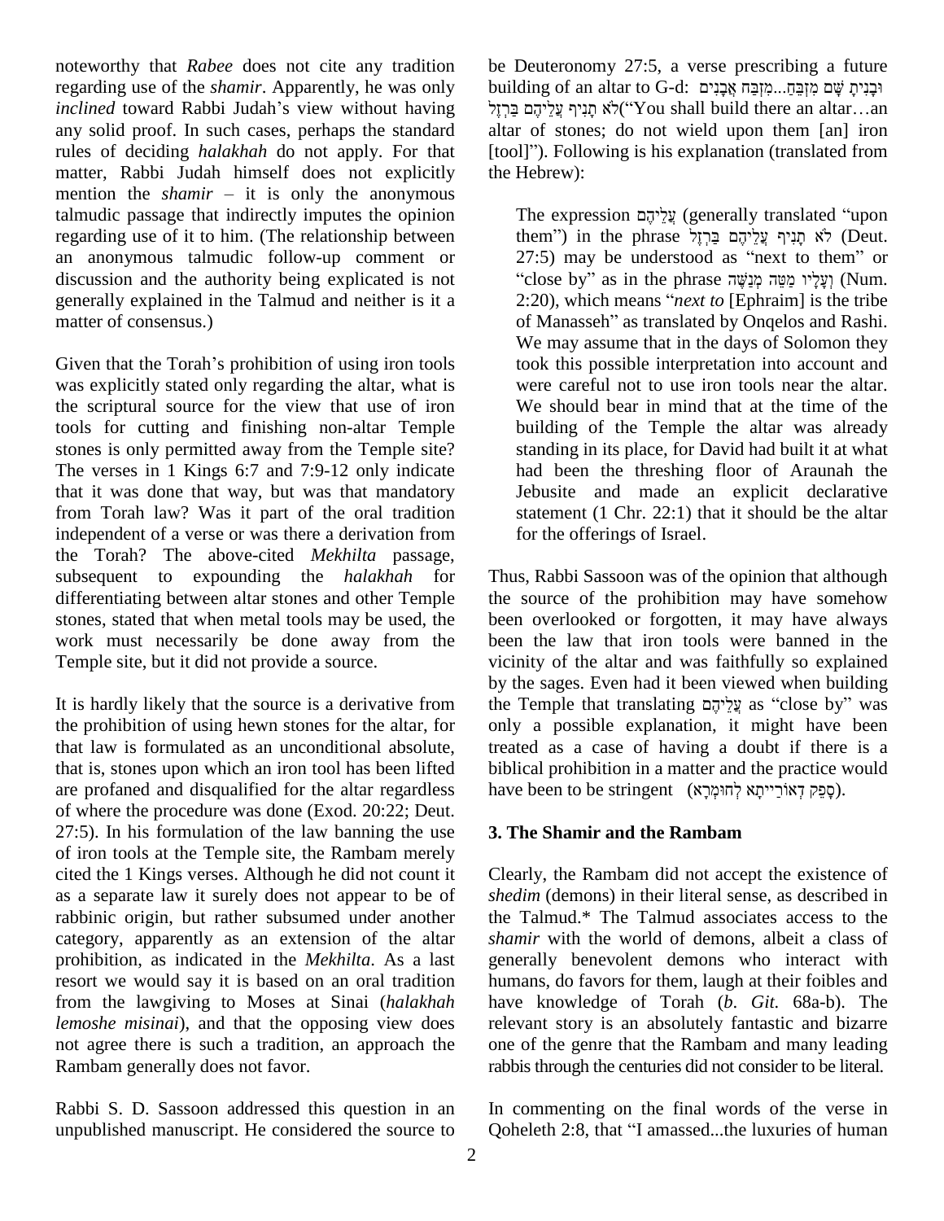noteworthy that *Rabee* does not cite any tradition regarding use of the *shamir*. Apparently, he was only *inclined* toward Rabbi Judah's view without having any solid proof. In such cases, perhaps the standard rules of deciding *halakhah* do not apply. For that matter, Rabbi Judah himself does not explicitly mention the *shamir* – it is only the anonymous talmudic passage that indirectly imputes the opinion regarding use of it to him. (The relationship between an anonymous talmudic follow-up comment or discussion and the authority being explicated is not generally explained in the Talmud and neither is it a matter of consensus.)

Given that the Torah's prohibition of using iron tools was explicitly stated only regarding the altar, what is the scriptural source for the view that use of iron tools for cutting and finishing non-altar Temple stones is only permitted away from the Temple site? The verses in 1 Kings 6:7 and 7:9-12 only indicate that it was done that way, but was that mandatory from Torah law? Was it part of the oral tradition independent of a verse or was there a derivation from the Torah? The above-cited *Mekhilta* passage, subsequent to expounding the *halakhah* for differentiating between altar stones and other Temple stones, stated that when metal tools may be used, the work must necessarily be done away from the Temple site, but it did not provide a source.

It is hardly likely that the source is a derivative from the prohibition of using hewn stones for the altar, for that law is formulated as an unconditional absolute, that is, stones upon which an iron tool has been lifted are profaned and disqualified for the altar regardless of where the procedure was done (Exod. 20:22; Deut. 27:5). In his formulation of the law banning the use of iron tools at the Temple site, the Rambam merely cited the 1 Kings verses. Although he did not count it as a separate law it surely does not appear to be of rabbinic origin, but rather subsumed under another category, apparently as an extension of the altar prohibition, as indicated in the *Mekhilta*. As a last resort we would say it is based on an oral tradition from the lawgiving to Moses at Sinai (*halakhah lemoshe misinai*), and that the opposing view does not agree there is such a tradition, an approach the Rambam generally does not favor.

Rabbi S. D. Sassoon addressed this question in an unpublished manuscript. He considered the source to be Deuteronomy 27:5, a verse prescribing a future building of an altar to G-d: וּבָנִיתָ שָּׁם מִזְבֵּחַ...מִזְבַּח אֲבָנִים לֹא תָנִיף עֲלֵיהֶם בַּרְזֶל("You shall build there an altar…an altar of stones; do not wield upon them [an] iron [tool]"). Following is his explanation (translated from the Hebrew):

> The expression עֲלֵיהֶם (generally translated "upon them") in the phrase לֹא תָנִיף עֲלֵיהֶם בַּרְזֶל (Deut. 27:5) may be understood as "next to them" or "close by" as in the phrase וְעָלָיו מַטֵּה מְנַשֶּׁה (Num. 2:20), which means "*next to* [Ephraim] is the tribe of Manasseh" as translated by Onqelos and Rashi. We may assume that in the days of Solomon they took this possible interpretation into account and were careful not to use iron tools near the altar. We should bear in mind that at the time of the building of the Temple the altar was already standing in its place, for David had built it at what had been the threshing floor of Araunah the Jebusite and made an explicit declarative statement (1 Chr. 22:1) that it should be the altar for the offerings of Israel.

Thus, Rabbi Sassoon was of the opinion that although the source of the prohibition may have somehow been overlooked or forgotten, it may have always been the law that iron tools were banned in the vicinity of the altar and was faithfully so explained by the sages. Even had it been viewed when building the Temple that translating עֲלֵיהֶם as "close by" was only a possible explanation, it might have been treated as a case of having a doubt if there is a biblical prohibition in a matter and the practice would have been to be stringent (סָפֵק דְאוֹרַייתָא לְחוּמְרָא).

## 3. The Shamir and the Rambam

Clearly, the Rambam did not accept the existence of *shedim* (demons) in their literal sense, as described in the Talmud.* The Talmud associates access to the *shamir* with the world of demons, albeit a class of generally benevolent demons who interact with humans, do favors for them, laugh at their foibles and have knowledge of Torah (*b. Git.* 68a-b). The relevant story is an absolutely fantastic and bizarre one of the genre that the Rambam and many leading rabbis through the centuries did not consider to be literal.

In commenting on the final words of the verse in Qoheleth 2:8, that "I amassed...the luxuries of human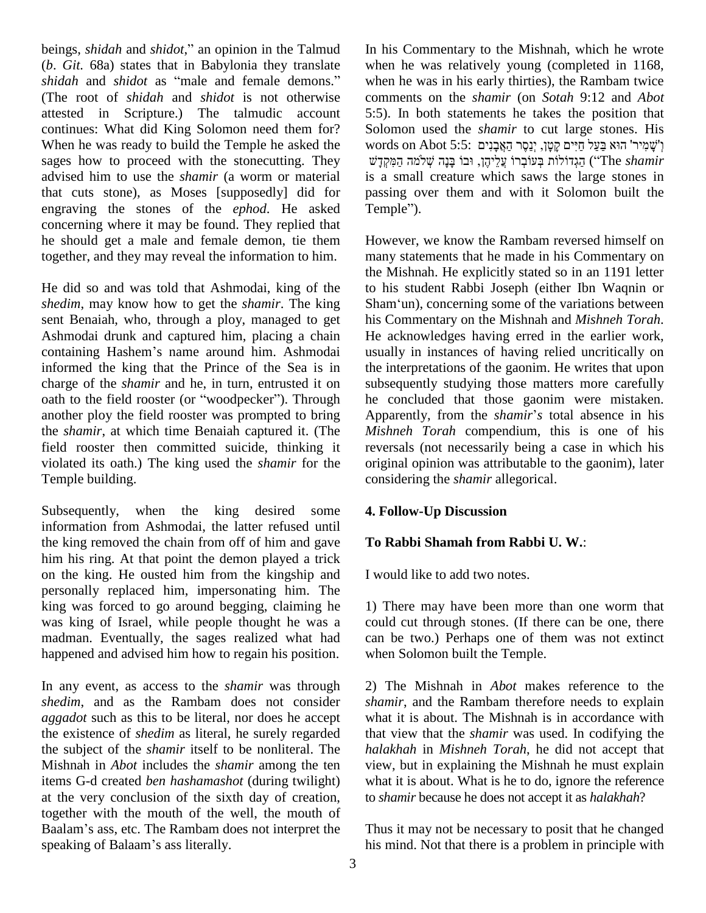beings, *shidah* and *shidot*," an opinion in the Talmud (*b*. *Git*. 68a) states that in Babylonia they translate *shidah* and *shidot* as "male and female demons." (The root of *shidah* and *shidot* is not otherwise attested in Scripture.) The talmudic account continues: What did King Solomon need them for? When he was ready to build the Temple he asked the sages how to proceed with the stonecutting. They advised him to use the *shamir* (a worm or material that cuts stone), as Moses [supposedly] did for engraving the stones of the *ephod*. He asked concerning where it may be found. They replied that he should get a male and female demon, tie them together, and they may reveal the information to him.

He did so and was told that Ashmodai, king of the *shedim*, may know how to get the *shamir*. The king sent Benaiah, who, through a ploy, managed to get Ashmodai drunk and captured him, placing a chain containing Hashem's name around him. Ashmodai informed the king that the Prince of the Sea is in charge of the *shamir* and he, in turn, entrusted it on oath to the field rooster (or "woodpecker"). Through another ploy the field rooster was prompted to bring the *shamir*, at which time Benaiah captured it. (The field rooster then committed suicide, thinking it violated its oath.) The king used the *shamir* for the Temple building.

Subsequently, when the king desired some information from Ashmodai, the latter refused until the king removed the chain from off of him and gave him his ring. At that point the demon played a trick on the king. He ousted him from the kingship and personally replaced him, impersonating him. The king was forced to go around begging, claiming he was king of Israel, while people thought he was a madman. Eventually, the sages realized what had happened and advised him how to regain his position.

In any event, as access to the *shamir* was through *shedim*, and as the Rambam does not consider *aggadot* such as this to be literal, nor does he accept the existence of *shedim* as literal, he surely regarded the subject of the *shamir* itself to be nonliteral. The Mishnah in *Abot* includes the *shamir* among the ten items G-d created *ben hashamashot* (during twilight) at the very conclusion of the sixth day of creation, together with the mouth of the well, the mouth of Baalam's ass, etc. The Rambam does not interpret the speaking of Balaam's ass literally.

In his Commentary to the Mishnah, which he wrote when he was relatively young (completed in 1168, when he was in his early thirties), the Rambam twice comments on the *shamir* (on *Sotah* 9:12 and *Abot* 5:5). In both statements he takes the position that Solomon used the *shamir* to cut large stones. His words on Abot 5:5: וְ'שָׁמִיר' הוּא בַּעַל חַיִּים קָטָן, יְנַסֵּר הָאֲבָנִים הַגְּדוֹלוֹת בְּעָבְרוֹ עֲלֵיהֶן, וּבוֹ בָּנָה שְׁלֹמֹה הַמִּקְדָּשׁ ("The *shamir* is a small creature which saws the large stones in passing over them and with it Solomon built the Temple").

However, we know the Rambam reversed himself on many statements that he made in his Commentary on the Mishnah. He explicitly stated so in an 1191 letter to his student Rabbi Joseph (either Ibn Waqnin or Sham'un), concerning some of the variations between his Commentary on the Mishnah and *Mishneh Torah*. He acknowledges having erred in the earlier work, usually in instances of having relied uncritically on the interpretations of the gaonim. He writes that upon subsequently studying those matters more carefully he concluded that those gaonim were mistaken. Apparently, from the *shamir*'*s* total absence in his *Mishneh Torah* compendium, this is one of his reversals (not necessarily being a case in which his original opinion was attributable to the gaonim), later considering the *shamir* allegorical.

## 4. Follow-Up Discussion

### To Rabbi Shamah from Rabbi U. W.:

I would like to add two notes.

1) There may have been more than one worm that could cut through stones. (If there can be one, there can be two.) Perhaps one of them was not extinct when Solomon built the Temple.

2) The Mishnah in *Abot* makes reference to the *shamir*, and the Rambam therefore needs to explain what it is about. The Mishnah is in accordance with that view that the *shamir* was used. In codifying the *halakhah* in *Mishneh Torah*, he did not accept that view, but in explaining the Mishnah he must explain what it is about. What is he to do, ignore the reference to *shamir* because he does not accept it as *halakhah*?

Thus it may not be necessary to posit that he changed his mind. Not that there is a problem in principle with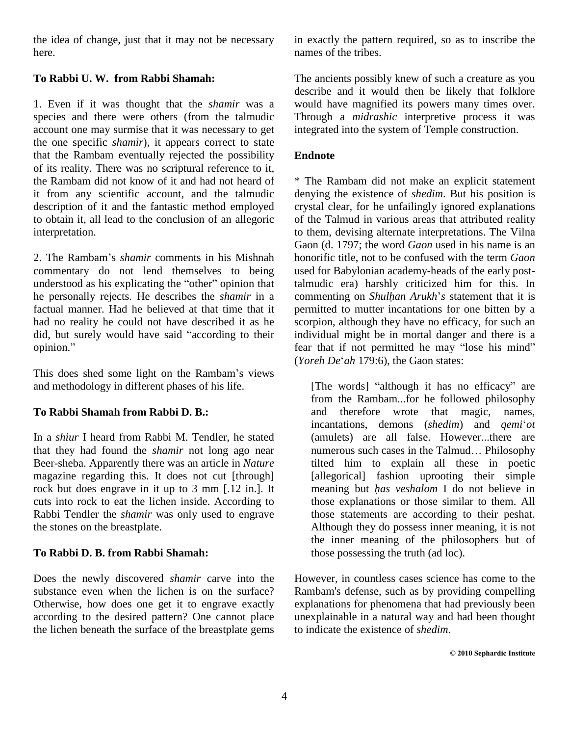the idea of change, just that it may not be necessary here.

**To Rabbi U. W. from Rabbi Shamah:**

1. Even if it was thought that the *shamir* was a species and there were others (from the talmudic account one may surmise that it was necessary to get the one specific *shamir*), it appears correct to state that the Rambam eventually rejected the possibility of its reality. There was no scriptural reference to it, the Rambam did not know of it and had not heard of it from any scientific account, and the talmudic description of it and the fantastic method employed to obtain it, all lead to the conclusion of an allegoric interpretation.

2. The Rambam's *shamir* comments in his Mishnah commentary do not lend themselves to being understood as his explicating the "other" opinion that he personally rejects. He describes the *shamir* in a factual manner. Had he believed at that time that it had no reality he could not have described it as he did, but surely would have said "according to their opinion."

This does shed some light on the Rambam's views and methodology in different phases of his life.

**To Rabbi Shamah from Rabbi D. B.:**

In a *shiur* I heard from Rabbi M. Tendler, he stated that they had found the *shamir* not long ago near Beer-sheba. Apparently there was an article in *Nature* magazine regarding this. It does not cut [through] rock but does engrave in it up to 3 mm [.12 in.]. It cuts into rock to eat the lichen inside. According to Rabbi Tendler the *shamir* was only used to engrave the stones on the breastplate.

**To Rabbi D. B. from Rabbi Shamah:**

Does the newly discovered *shamir* carve into the substance even when the lichen is on the surface? Otherwise, how does one get it to engrave exactly according to the desired pattern? One cannot place the lichen beneath the surface of the breastplate gems in exactly the pattern required, so as to inscribe the names of the tribes.

The ancients possibly knew of such a creature as you describe and it would then be likely that folklore would have magnified its powers many times over. Through a *midrashic* interpretive process it was integrated into the system of Temple construction.

**Endnote**

* The Rambam did not make an explicit statement denying the existence of *shedim*. But his position is crystal clear, for he unfailingly ignored explanations of the Talmud in various areas that attributed reality to them, devising alternate interpretations. The Vilna Gaon (d. 1797; the word *Gaon* used in his name is an honorific title, not to be confused with the term *Gaon* used for Babylonian academy-heads of the early post-talmudic era) harshly criticized him for this. In commenting on *Shulḥan Arukh*'s statement that it is permitted to mutter incantations for one bitten by a scorpion, although they have no efficacy, for such an individual might be in mortal danger and there is a fear that if not permitted he may "lose his mind" (*Yoreh De*'*ah* 179:6), the Gaon states:

> [The words] "although it has no efficacy" are from the Rambam...for he followed philosophy and therefore wrote that magic, names, incantations, demons (*shedim*) and *qemi*'*ot* (amulets) are all false. However...there are numerous such cases in the Talmud… Philosophy tilted him to explain all these in poetic [allegorical] fashion uprooting their simple meaning but *ḥas veshalom* I do not believe in those explanations or those similar to them. All those statements are according to their peshat. Although they do possess inner meaning, it is not the inner meaning of the philosophers but of those possessing the truth (ad loc).

However, in countless cases science has come to the Rambam's defense, such as by providing compelling explanations for phenomena that had previously been unexplainable in a natural way and had been thought to indicate the existence of *shedim*.

**© 2010 Sephardic Institute**